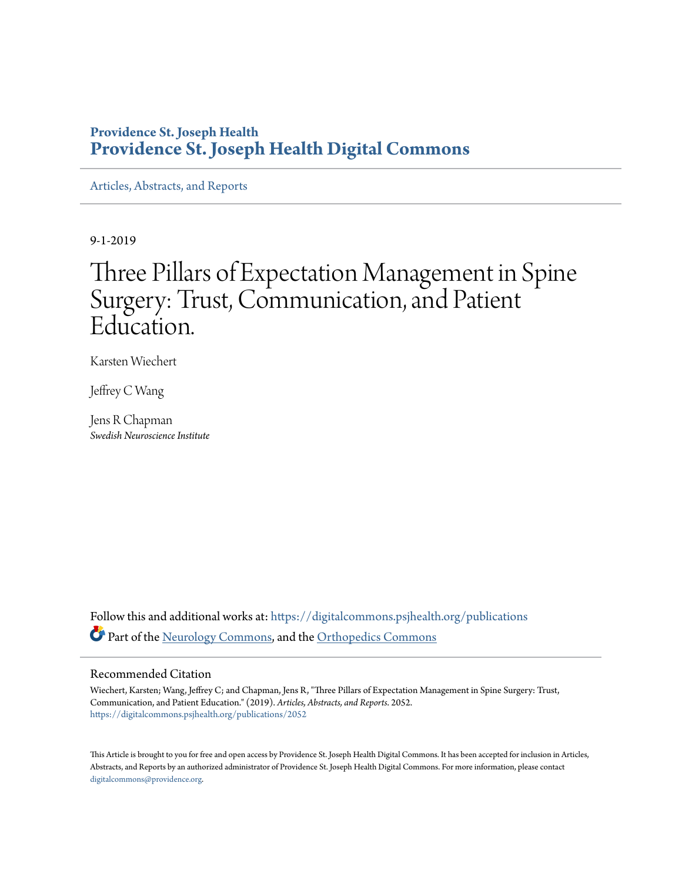Providence St. Joseph Health

# Providence St. Joseph Health Digital Commons

Articles, Abstracts, and Reports

9-1-2019

# Three Pillars of Expectation Management in Spine Surgery: Trust, Communication, and Patient Education.

Karsten Wiechert

Jeffrey C Wang

Jens R Chapman
*Swedish Neuroscience Institute*

Follow this and additional works at: https://digitalcommons.psjhealth.org/publications

Part of the Neurology Commons, and the Orthopedics Commons

## Recommended Citation

Wiechert, Karsten; Wang, Jeffrey C; and Chapman, Jens R, "Three Pillars of Expectation Management in Spine Surgery: Trust, Communication, and Patient Education." (2019). *Articles, Abstracts, and Reports*. 2052.
https://digitalcommons.psjhealth.org/publications/2052

This Article is brought to you for free and open access by Providence St. Joseph Health Digital Commons. It has been accepted for inclusion in Articles, Abstracts, and Reports by an authorized administrator of Providence St. Joseph Health Digital Commons. For more information, please contact digitalcommons@providence.org.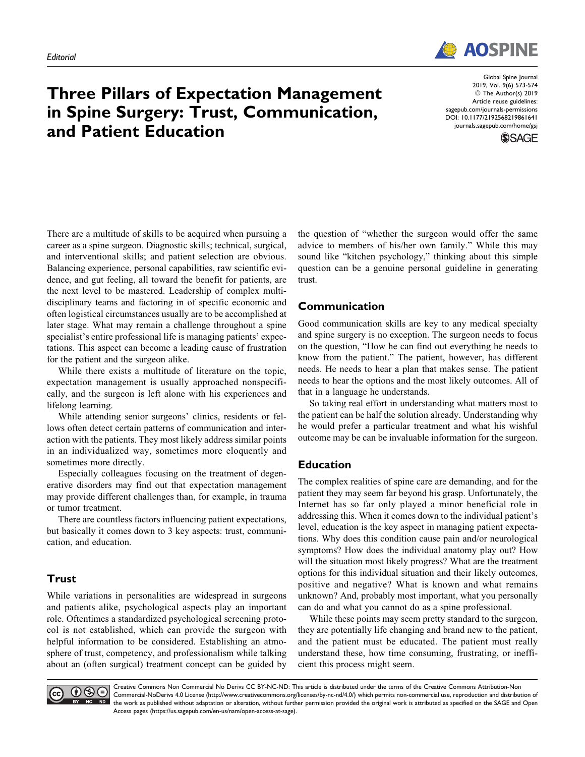Editorial

# Three Pillars of Expectation Management in Spine Surgery: Trust, Communication, and Patient Education

There are a multitude of skills to be acquired when pursuing a career as a spine surgeon. Diagnostic skills; technical, surgical, and interventional skills; and patient selection are obvious. Balancing experience, personal capabilities, raw scientific evidence, and gut feeling, all toward the benefit for patients, are the next level to be mastered. Leadership of complex multidisciplinary teams and factoring in of specific economic and often logistical circumstances usually are to be accomplished at later stage. What may remain a challenge throughout a spine specialist's entire professional life is managing patients' expectations. This aspect can become a leading cause of frustration for the patient and the surgeon alike.

While there exists a multitude of literature on the topic, expectation management is usually approached nonspecifically, and the surgeon is left alone with his experiences and lifelong learning.

While attending senior surgeons' clinics, residents or fellows often detect certain patterns of communication and interaction with the patients. They most likely address similar points in an individualized way, sometimes more eloquently and sometimes more directly.

Especially colleagues focusing on the treatment of degenerative disorders may find out that expectation management may provide different challenges than, for example, in trauma or tumor treatment.

There are countless factors influencing patient expectations, but basically it comes down to 3 key aspects: trust, communication, and education.

## Trust

While variations in personalities are widespread in surgeons and patients alike, psychological aspects play an important role. Oftentimes a standardized psychological screening protocol is not established, which can provide the surgeon with helpful information to be considered. Establishing an atmosphere of trust, competency, and professionalism while talking about an (often surgical) treatment concept can be guided by the question of "whether the surgeon would offer the same advice to members of his/her own family." While this may sound like "kitchen psychology," thinking about this simple question can be a genuine personal guideline in generating trust.

## Communication

Good communication skills are key to any medical specialty and spine surgery is no exception. The surgeon needs to focus on the question, "How he can find out everything he needs to know from the patient." The patient, however, has different needs. He needs to hear a plan that makes sense. The patient needs to hear the options and the most likely outcomes. All of that in a language he understands.

So taking real effort in understanding what matters most to the patient can be half the solution already. Understanding why he would prefer a particular treatment and what his wishful outcome may be can be invaluable information for the surgeon.

## Education

The complex realities of spine care are demanding, and for the patient they may seem far beyond his grasp. Unfortunately, the Internet has so far only played a minor beneficial role in addressing this. When it comes down to the individual patient's level, education is the key aspect in managing patient expectations. Why does this condition cause pain and/or neurological symptoms? How does the individual anatomy play out? How will the situation most likely progress? What are the treatment options for this individual situation and their likely outcomes, positive and negative? What is known and what remains unknown? And, probably most important, what you personally can do and what you cannot do as a spine professional.

While these points may seem pretty standard to the surgeon, they are potentially life changing and brand new to the patient, and the patient must be educated. The patient must really understand these, how time consuming, frustrating, or inefficient this process might seem.

Creative Commons Non Commercial No Derivs CC BY-NC-ND: This article is distributed under the terms of the Creative Commons Attribution-Non Commercial-NoDerivs 4.0 License (http://www.creativecommons.org/licenses/by-nc-nd/4.0/) which permits non-commercial use, reproduction and distribution of the work as published without adaptation or alteration, without further permission provided the original work is attributed as specified on the SAGE and Open Access pages (https://us.sagepub.com/en-us/nam/open-access-at-sage).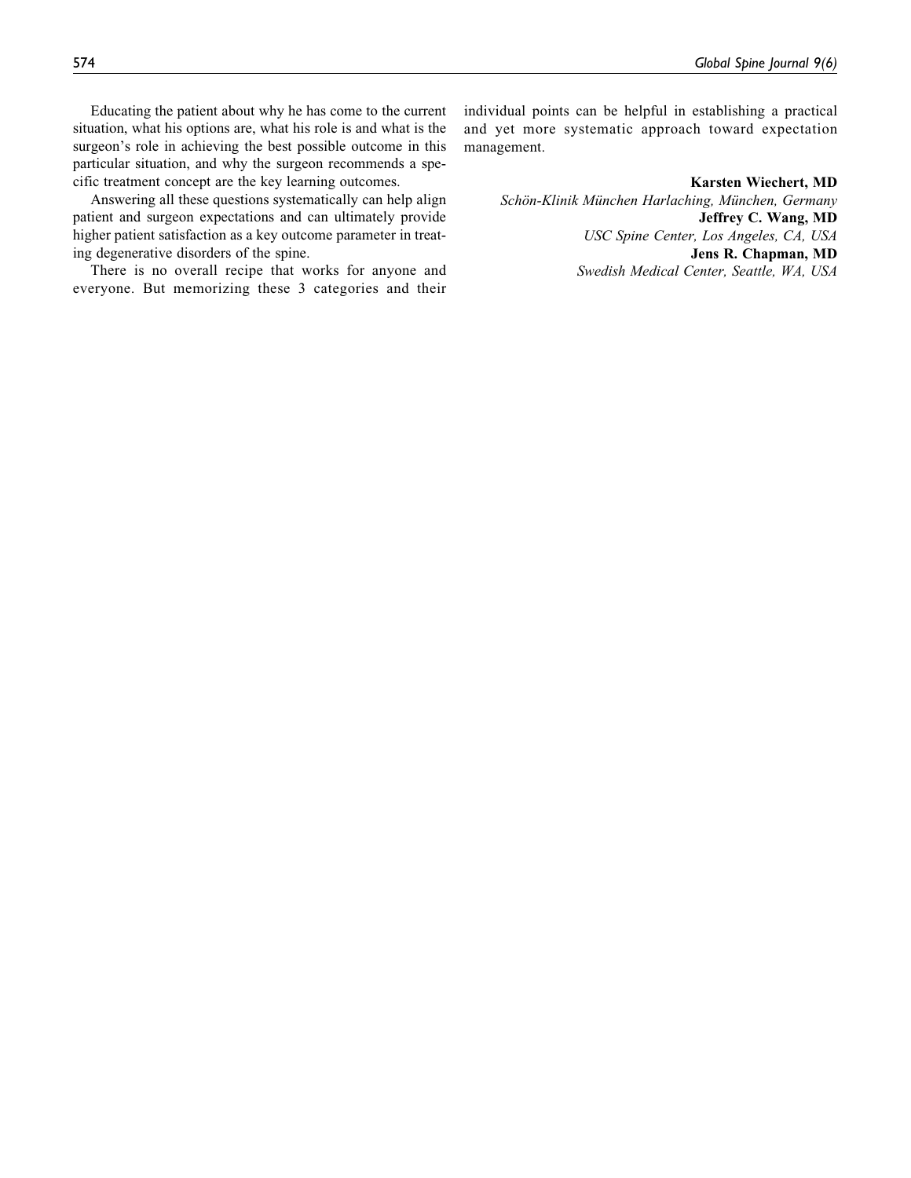Educating the patient about why he has come to the current situation, what his options are, what his role is and what is the surgeon's role in achieving the best possible outcome in this particular situation, and why the surgeon recommends a specific treatment concept are the key learning outcomes.

Answering all these questions systematically can help align patient and surgeon expectations and can ultimately provide higher patient satisfaction as a key outcome parameter in treating degenerative disorders of the spine.

There is no overall recipe that works for anyone and everyone. But memorizing these 3 categories and their individual points can be helpful in establishing a practical and yet more systematic approach toward expectation management.

**Karsten Wiechert, MD**
*Schön-Klinik München Harlaching, München, Germany*

**Jeffrey C. Wang, MD**
*USC Spine Center, Los Angeles, CA, USA*

**Jens R. Chapman, MD**
*Swedish Medical Center, Seattle, WA, USA*